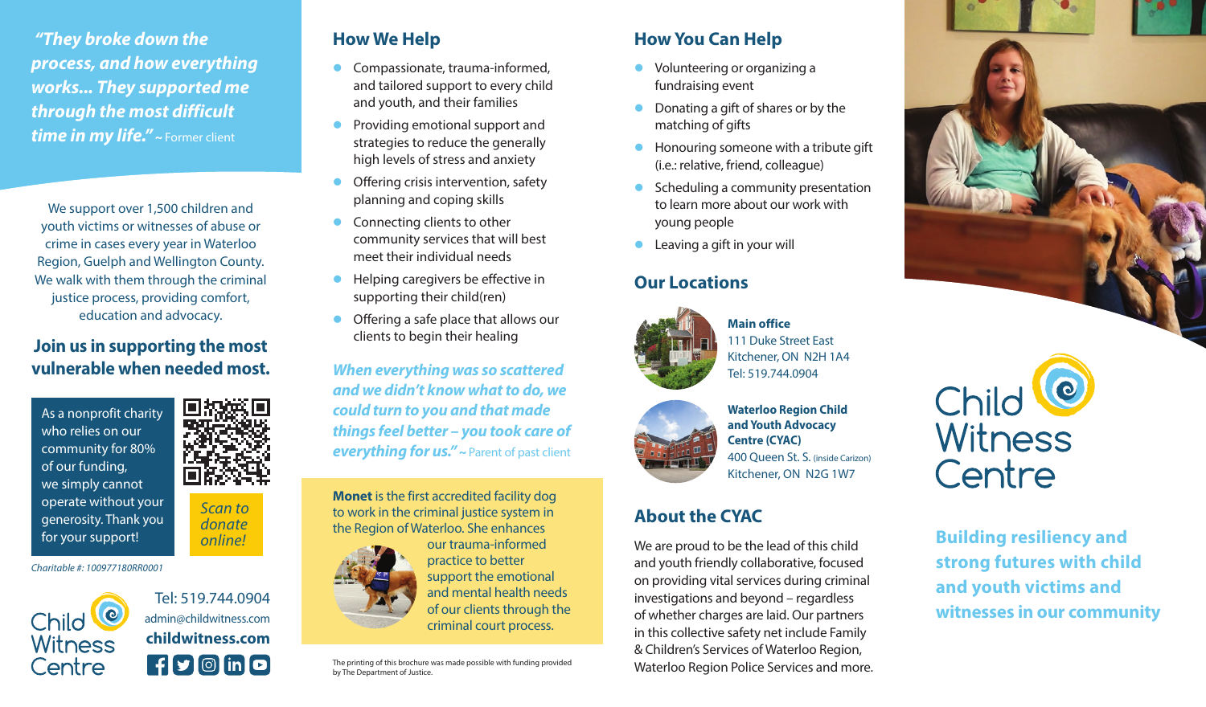*"They broke down the process, and how everything works... They supported me through the most difficult time in my life."* ~ Former client

We support over 1,500 children and youth victims or witnesses of abuse or crime in cases every year in Waterloo Region, Guelph and Wellington County. We walk with them through the criminal justice process, providing comfort, education and advocacy.

## Join us in supporting the most vulnerable when needed most.

As a nonprofit charity who relies on our community for 80% of our funding, we simply cannot operate without your generosity. Thank you for your support!

*Scan to donate online!*

*Charitable #: 100977180RR0001*

Child Witness Centre

Tel: 519.744.0904
admin@childwitness.com
**childwitness.com**

## How We Help

- Compassionate, trauma-informed, and tailored support to every child and youth, and their families
- Providing emotional support and strategies to reduce the generally high levels of stress and anxiety
- Offering crisis intervention, safety planning and coping skills
- Connecting clients to other community services that will best meet their individual needs
- Helping caregivers be effective in supporting their child(ren)
- Offering a safe place that allows our clients to begin their healing

*"When everything was so scattered and we didn't know what to do, we could turn to you and that made things feel better – you took care of everything for us."* ~ Parent of past client

**Monet** is the first accredited facility dog to work in the criminal justice system in the Region of Waterloo. She enhances our trauma-informed practice to better support the emotional and mental health needs of our clients through the criminal court process.

The printing of this brochure was made possible with funding provided by The Department of Justice.

## How You Can Help

- Volunteering or organizing a fundraising event
- Donating a gift of shares or by the matching of gifts
- Honouring someone with a tribute gift (i.e.: relative, friend, colleague)
- Scheduling a community presentation to learn more about our work with young people
- Leaving a gift in your will

## Our Locations

**Main office**
111 Duke Street East
Kitchener, ON N2H 1A4
Tel: 519.744.0904

**Waterloo Region Child and Youth Advocacy Centre (CYAC)**
400 Queen St. S. (inside Carizon)
Kitchener, ON N2G 1W7

## About the CYAC

We are proud to be the lead of this child and youth friendly collaborative, focused on providing vital services during criminal investigations and beyond – regardless of whether charges are laid. Our partners in this collective safety net include Family & Children's Services of Waterloo Region, Waterloo Region Police Services and more.

# Child Witness Centre

**Building resiliency and strong futures with child and youth victims and witnesses in our community**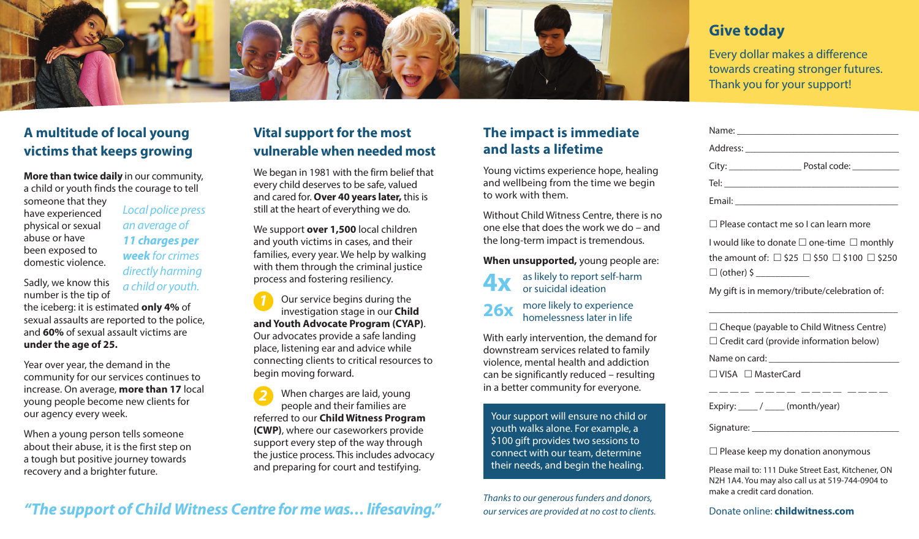## A multitude of local young victims that keeps growing

**More than twice daily** in our community, a child or youth finds the courage to tell someone that they have experienced physical or sexual abuse or have been exposed to domestic violence.

*Local police press an average of* ***11 charges per week*** *for crimes directly harming a child or youth.*

Sadly, we know this number is the tip of the iceberg: it is estimated **only 4%** of sexual assaults are reported to the police, and **60%** of sexual assault victims are **under the age of 25.**

Year over year, the demand in the community for our services continues to increase. On average, **more than 17** local young people become new clients for our agency every week.

When a young person tells someone about their abuse, it is the first step on a tough but positive journey towards recovery and a brighter future.

## Vital support for the most vulnerable when needed most

We began in 1981 with the firm belief that every child deserves to be safe, valued and cared for. **Over 40 years later,** this is still at the heart of everything we do.

We support **over 1,500** local children and youth victims in cases, and their families, every year. We help by walking with them through the criminal justice process and fostering resiliency.

1. Our service begins during the investigation stage in our **Child and Youth Advocate Program (CYAP)**. Our advocates provide a safe landing place, listening ear and advice while connecting clients to critical resources to begin moving forward.
2. When charges are laid, young people and their families are referred to our **Child Witness Program (CWP)**, where our caseworkers provide support every step of the way through the justice process. This includes advocacy and preparing for court and testifying.

*"The support of Child Witness Centre for me was… lifesaving."*

## The impact is immediate and lasts a lifetime

Young victims experience hope, healing and wellbeing from the time we begin to work with them.

Without Child Witness Centre, there is no one else that does the work we do – and the long-term impact is tremendous.

**When unsupported,** young people are:

**4x** as likely to report self-harm or suicidal ideation

**26x** more likely to experience homelessness later in life

With early intervention, the demand for downstream services related to family violence, mental health and addiction can be significantly reduced – resulting in a better community for everyone.

Your support will ensure no child or youth walks alone. For example, a $100 gift provides two sessions to connect with our team, determine their needs, and begin the healing.

*Thanks to our generous funders and donors, our services are provided at no cost to clients.*

## Give today

Every dollar makes a difference towards creating stronger futures. Thank you for your support!

Name: ______________________________

Address: ______________________________

City: ______________ Postal code: __________

Tel: ______________________________

Email: ______________________________

☐ Please contact me so I can learn more

I would like to donate ☐ one-time ☐ monthly the amount of: ☐ $25 ☐ $50 ☐ $100 ☐ $250 ☐ (other) $ __________

My gift is in memory/tribute/celebration of:

______________________________

☐ Cheque (payable to Child Witness Centre)
☐ Credit card (provide information below)

Name on card: ______________________________

☐ VISA ☐ MasterCard

_ _ _ _ _ _ _ _ _ _ _ _ _ _ _ _

Expiry: ____ / ____ (month/year)

Signature: ______________________________

☐ Please keep my donation anonymous

Please mail to: 111 Duke Street East, Kitchener, ON N2H 1A4. You may also call us at 519-744-0904 to make a credit card donation.

Donate online: **childwitness.com**